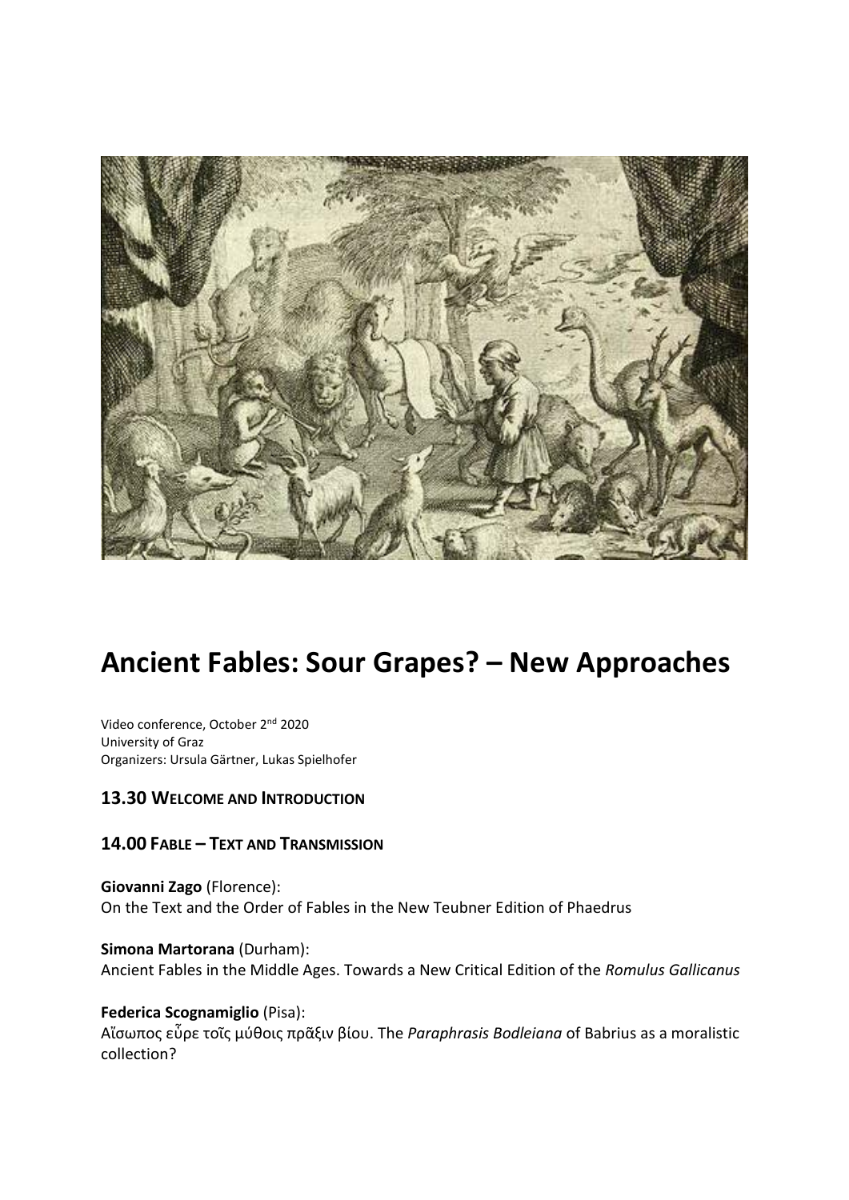# Ancient Fables: Sour Grapes? – New Approaches

Video conference, October 2nd 2020
University of Graz
Organizers: Ursula Gärtner, Lukas Spielhofer

### 13.30 Welcome and Introduction

### 14.00 Fable – Text and Transmission

**Giovanni Zago** (Florence):
On the Text and the Order of Fables in the New Teubner Edition of Phaedrus

**Simona Martorana** (Durham):
Ancient Fables in the Middle Ages. Towards a New Critical Edition of the *Romulus Gallicanus*

**Federica Scognamiglio** (Pisa):
Αἴσωπος εὗρε τοῖς μύθοις πρᾶξιν βίου. The *Paraphrasis Bodleiana* of Babrius as a moralistic collection?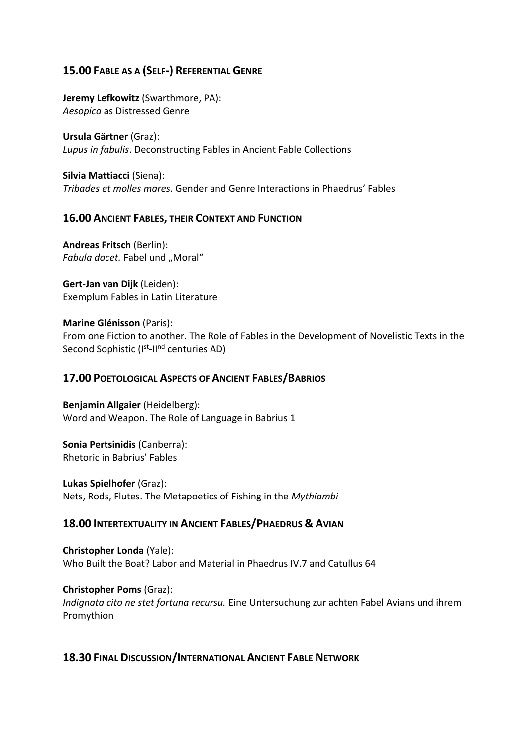## 15.00 Fable as a (Self-) Referential Genre

**Jeremy Lefkowitz** (Swarthmore, PA):
*Aesopica* as Distressed Genre

**Ursula Gärtner** (Graz):
*Lupus in fabulis*. Deconstructing Fables in Ancient Fable Collections

**Silvia Mattiacci** (Siena):
*Tribades et molles mares*. Gender and Genre Interactions in Phaedrus' Fables

## 16.00 Ancient Fables, their Context and Function

**Andreas Fritsch** (Berlin):
*Fabula docet.* Fabel und „Moral"

**Gert-Jan van Dijk** (Leiden):
Exemplum Fables in Latin Literature

**Marine Glénisson** (Paris):
From one Fiction to another. The Role of Fables in the Development of Novelistic Texts in the Second Sophistic (I[st]-II[nd] centuries AD)

## 17.00 Poetological Aspects of Ancient Fables/Babrios

**Benjamin Allgaier** (Heidelberg):
Word and Weapon. The Role of Language in Babrius 1

**Sonia Pertsinidis** (Canberra):
Rhetoric in Babrius' Fables

**Lukas Spielhofer** (Graz):
Nets, Rods, Flutes. The Metapoetics of Fishing in the *Mythiambi*

## 18.00 Intertextuality in Ancient Fables/Phaedrus & Avian

**Christopher Londa** (Yale):
Who Built the Boat? Labor and Material in Phaedrus IV.7 and Catullus 64

**Christopher Poms** (Graz):
*Indignata cito ne stet fortuna recursu.* Eine Untersuchung zur achten Fabel Avians und ihrem Promythion

## 18.30 Final Discussion/International Ancient Fable Network